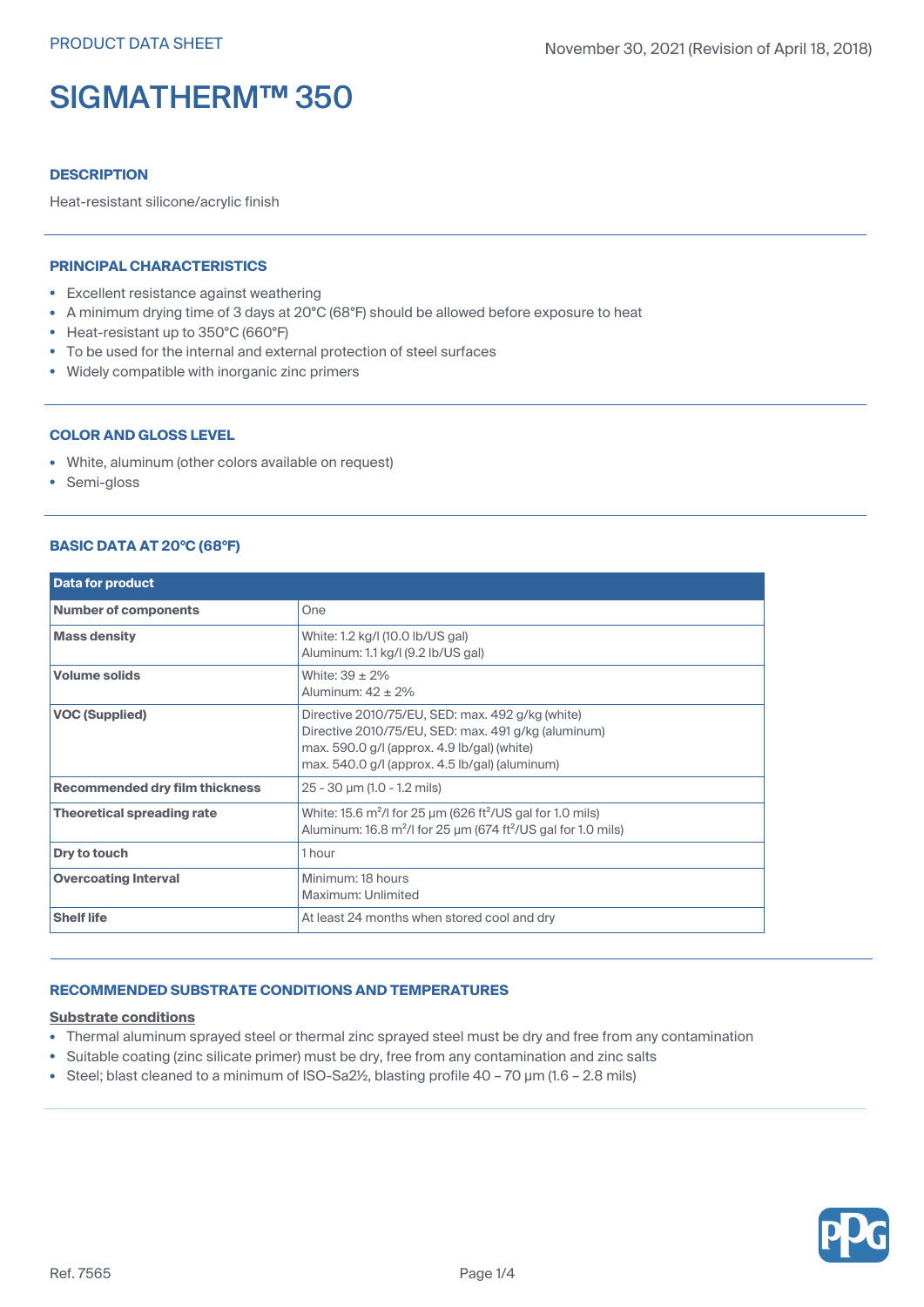PRODUCT DATA SHEET

November 30, 2021 (Revision of April 18, 2018)

# SIGMATHERM™ 350

### DESCRIPTION

Heat-resistant silicone/acrylic finish

### PRINCIPAL CHARACTERISTICS

- Excellent resistance against weathering
- A minimum drying time of 3 days at 20°C (68°F) should be allowed before exposure to heat
- Heat-resistant up to 350°C (660°F)
- To be used for the internal and external protection of steel surfaces
- Widely compatible with inorganic zinc primers

### COLOR AND GLOSS LEVEL

- White, aluminum (other colors available on request)
- Semi-gloss

### BASIC DATA AT 20°C (68°F)

| Data for product | |
|---|---|
| **Number of components** | One |
| **Mass density** | White: 1.2 kg/l (10.0 lb/US gal)<br>Aluminum: 1.1 kg/l (9.2 lb/US gal) |
| **Volume solids** | White: 39 ± 2%<br>Aluminum: 42 ± 2% |
| **VOC (Supplied)** | Directive 2010/75/EU, SED: max. 492 g/kg (white)<br>Directive 2010/75/EU, SED: max. 491 g/kg (aluminum)<br>max. 590.0 g/l (approx. 4.9 lb/gal) (white)<br>max. 540.0 g/l (approx. 4.5 lb/gal) (aluminum) |
| **Recommended dry film thickness** | 25 - 30 µm (1.0 - 1.2 mils) |
| **Theoretical spreading rate** | White: 15.6 $m^2$/l for 25 µm (626 $ft^2$/US gal for 1.0 mils)<br>Aluminum: 16.8 $m^2$/l for 25 µm (674 $ft^2$/US gal for 1.0 mils) |
| **Dry to touch** | 1 hour |
| **Overcoating Interval** | Minimum: 18 hours<br>Maximum: Unlimited |
| **Shelf life** | At least 24 months when stored cool and dry |

### RECOMMENDED SUBSTRATE CONDITIONS AND TEMPERATURES

**Substrate conditions**

- Thermal aluminum sprayed steel or thermal zinc sprayed steel must be dry and free from any contamination
- Suitable coating (zinc silicate primer) must be dry, free from any contamination and zinc salts
- Steel; blast cleaned to a minimum of ISO-Sa2½, blasting profile 40 – 70 µm (1.6 – 2.8 mils)

Ref. 7565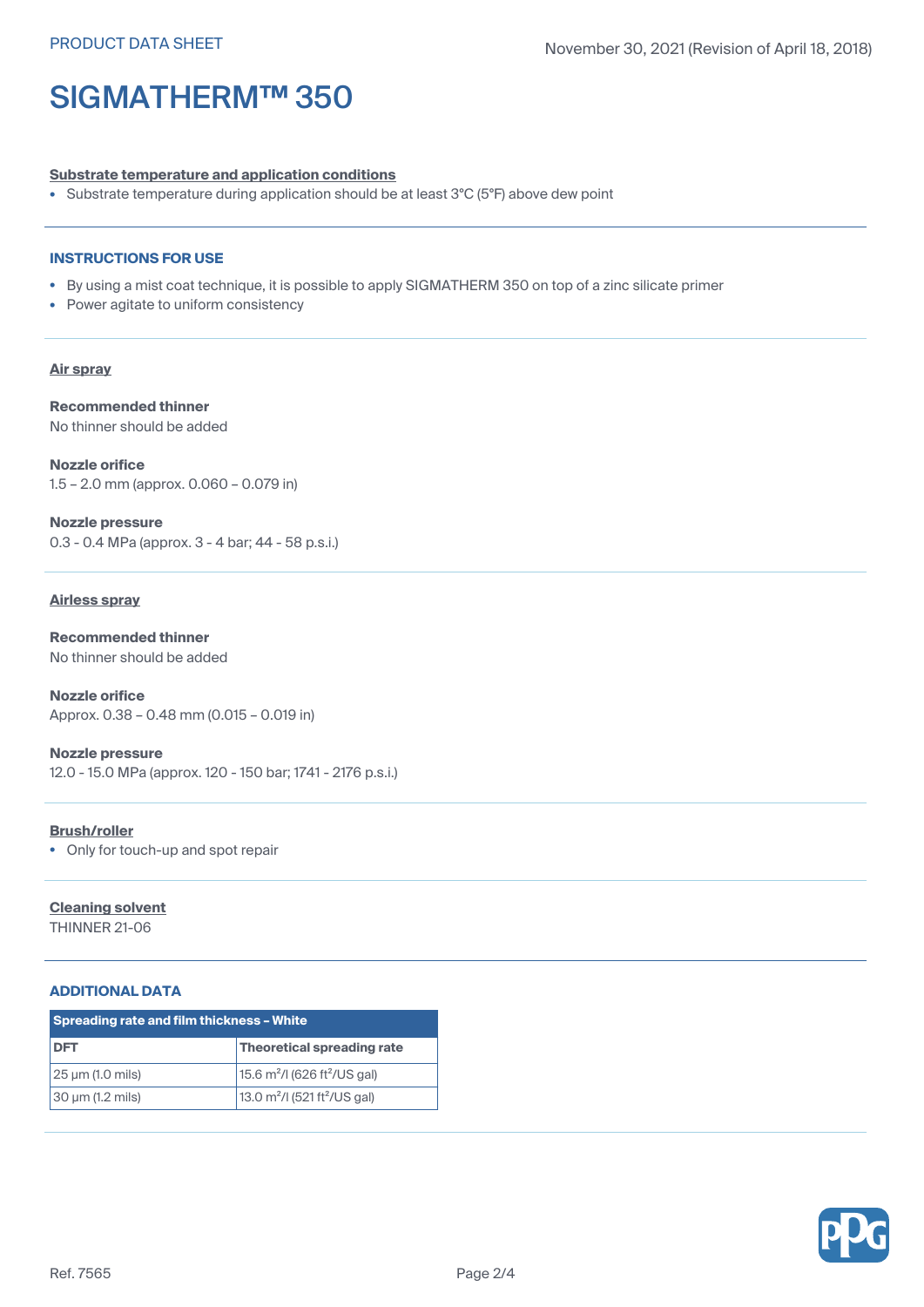#### Substrate temperature and application conditions

- Substrate temperature during application should be at least 3°C (5°F) above dew point

## INSTRUCTIONS FOR USE

- By using a mist coat technique, it is possible to apply SIGMATHERM 350 on top of a zinc silicate primer
- Power agitate to uniform consistency

#### Air spray

**Recommended thinner**
No thinner should be added

**Nozzle orifice**
1.5 – 2.0 mm (approx. 0.060 – 0.079 in)

**Nozzle pressure**
0.3 - 0.4 MPa (approx. 3 - 4 bar; 44 - 58 p.s.i.)

#### Airless spray

**Recommended thinner**
No thinner should be added

**Nozzle orifice**
Approx. 0.38 – 0.48 mm (0.015 – 0.019 in)

**Nozzle pressure**
12.0 - 15.0 MPa (approx. 120 - 150 bar; 1741 - 2176 p.s.i.)

#### Brush/roller

- Only for touch-up and spot repair

#### Cleaning solvent

THINNER 21-06

## ADDITIONAL DATA

| Spreading rate and film thickness – White | |
|---|---|
| **DFT** | **Theoretical spreading rate** |
| 25 µm (1.0 mils) | 15.6 $m^2/l$ (626 $ft^2$/US gal) |
| 30 µm (1.2 mils) | 13.0 $m^2/l$ (521 $ft^2$/US gal) |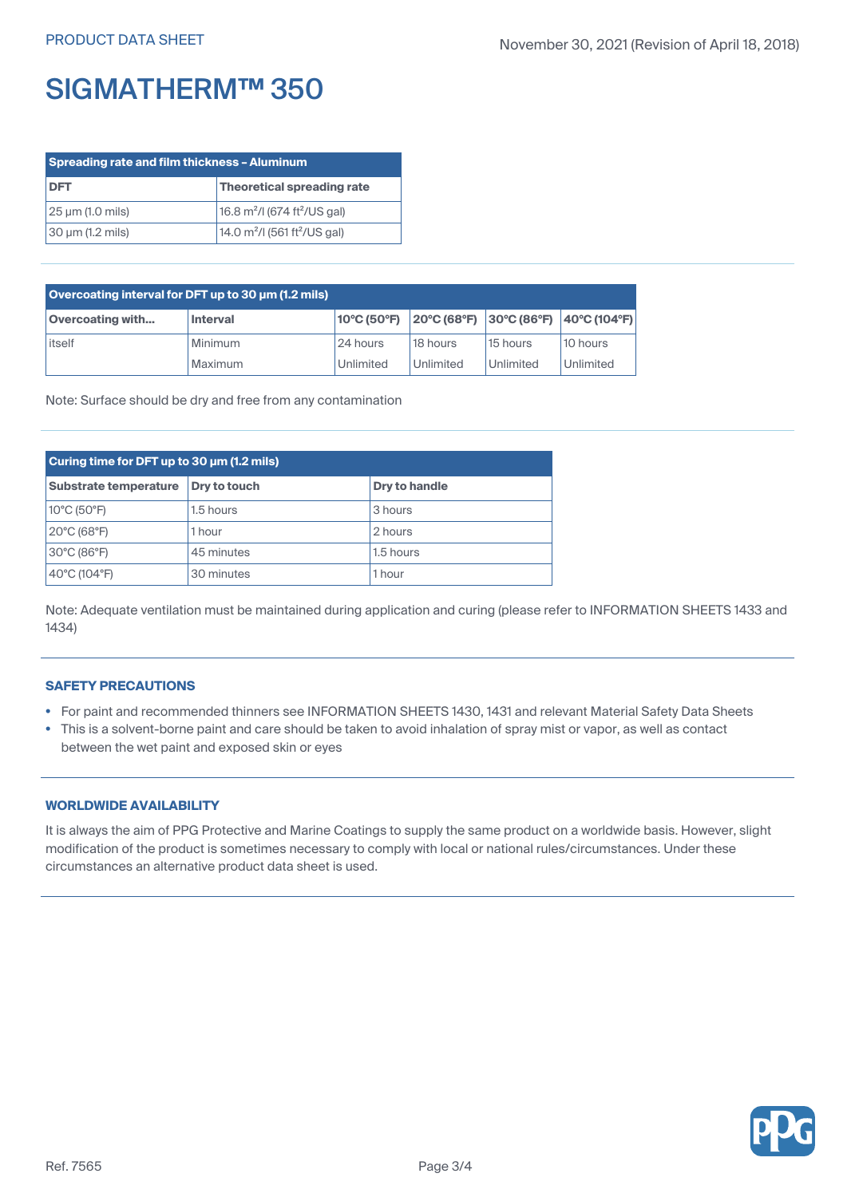# SIGMATHERM™ 350

| Spreading rate and film thickness – Aluminum | |
|---|---|
| **DFT** | **Theoretical spreading rate** |
| 25 µm (1.0 mils) | 16.8 m²/l (674 ft²/US gal) |
| 30 µm (1.2 mils) | 14.0 m²/l (561 ft²/US gal) |

| Overcoating interval for DFT up to 30 µm (1.2 mils) | | | | | |
|---|---|---|---|---|---|
| **Overcoating with...** | **Interval** | **10°C (50°F)** | **20°C (68°F)** | **30°C (86°F)** | **40°C (104°F)** |
| itself | Minimum | 24 hours | 18 hours | 15 hours | 10 hours |
| | Maximum | Unlimited | Unlimited | Unlimited | Unlimited |

Note: Surface should be dry and free from any contamination

| Curing time for DFT up to 30 µm (1.2 mils) | | |
|---|---|---|
| **Substrate temperature** | **Dry to touch** | **Dry to handle** |
| 10°C (50°F) | 1.5 hours | 3 hours |
| 20°C (68°F) | 1 hour | 2 hours |
| 30°C (86°F) | 45 minutes | 1.5 hours |
| 40°C (104°F) | 30 minutes | 1 hour |

Note: Adequate ventilation must be maintained during application and curing (please refer to INFORMATION SHEETS 1433 and 1434)

## SAFETY PRECAUTIONS

- For paint and recommended thinners see INFORMATION SHEETS 1430, 1431 and relevant Material Safety Data Sheets
- This is a solvent-borne paint and care should be taken to avoid inhalation of spray mist or vapor, as well as contact between the wet paint and exposed skin or eyes

## WORLDWIDE AVAILABILITY

It is always the aim of PPG Protective and Marine Coatings to supply the same product on a worldwide basis. However, slight modification of the product is sometimes necessary to comply with local or national rules/circumstances. Under these circumstances an alternative product data sheet is used.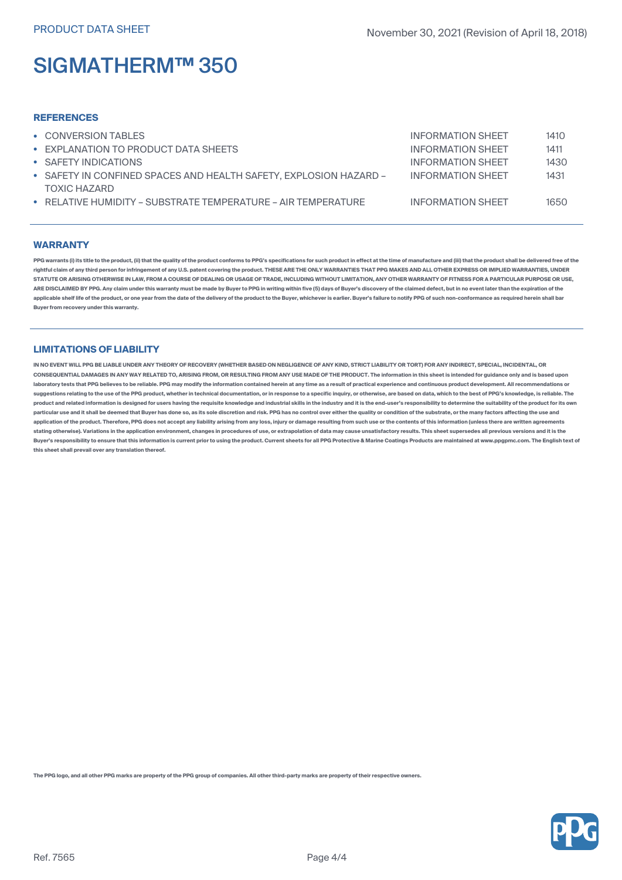## REFERENCES

| | | |
|---|---|---|
| • CONVERSION TABLES | INFORMATION SHEET | 1410 |
| • EXPLANATION TO PRODUCT DATA SHEETS | INFORMATION SHEET | 1411 |
| • SAFETY INDICATIONS | INFORMATION SHEET | 1430 |
| • SAFETY IN CONFINED SPACES AND HEALTH SAFETY, EXPLOSION HAZARD – TOXIC HAZARD | INFORMATION SHEET | 1431 |
| • RELATIVE HUMIDITY – SUBSTRATE TEMPERATURE – AIR TEMPERATURE | INFORMATION SHEET | 1650 |

## WARRANTY

PPG warrants (i) its title to the product, (ii) that the quality of the product conforms to PPG's specifications for such product in effect at the time of manufacture and (iii) that the product shall be delivered free of the rightful claim of any third person for infringement of any U.S. patent covering the product. THESE ARE THE ONLY WARRANTIES THAT PPG MAKES AND ALL OTHER EXPRESS OR IMPLIED WARRANTIES, UNDER STATUTE OR ARISING OTHERWISE IN LAW, FROM A COURSE OF DEALING OR USAGE OF TRADE, INCLUDING WITHOUT LIMITATION, ANY OTHER WARRANTY OF FITNESS FOR A PARTICULAR PURPOSE OR USE, ARE DISCLAIMED BY PPG. Any claim under this warranty must be made by Buyer to PPG in writing within five (5) days of Buyer's discovery of the claimed defect, but in no event later than the expiration of the applicable shelf life of the product, or one year from the date of the delivery of the product to the Buyer, whichever is earlier. Buyer's failure to notify PPG of such non-conformance as required herein shall bar Buyer from recovery under this warranty.

## LIMITATIONS OF LIABILITY

IN NO EVENT WILL PPG BE LIABLE UNDER ANY THEORY OF RECOVERY (WHETHER BASED ON NEGLIGENCE OF ANY KIND, STRICT LIABILITY OR TORT) FOR ANY INDIRECT, SPECIAL, INCIDENTAL, OR CONSEQUENTIAL DAMAGES IN ANY WAY RELATED TO, ARISING FROM, OR RESULTING FROM ANY USE MADE OF THE PRODUCT. The information in this sheet is intended for guidance only and is based upon laboratory tests that PPG believes to be reliable. PPG may modify the information contained herein at any time as a result of practical experience and continuous product development. All recommendations or suggestions relating to the use of the PPG product, whether in technical documentation, or in response to a specific inquiry, or otherwise, are based on data, which to the best of PPG's knowledge, is reliable. The product and related information is designed for users having the requisite knowledge and industrial skills in the industry and it is the end-user's responsibility to determine the suitability of the product for its own particular use and it shall be deemed that Buyer has done so, as its sole discretion and risk. PPG has no control over either the quality or condition of the substrate, or the many factors affecting the use and application of the product. Therefore, PPG does not accept any liability arising from any loss, injury or damage resulting from such use or the contents of this information (unless there are written agreements stating otherwise). Variations in the application environment, changes in procedures of use, or extrapolation of data may cause unsatisfactory results. This sheet supersedes all previous versions and it is the Buyer's responsibility to ensure that this information is current prior to using the product. Current sheets for all PPG Protective & Marine Coatings Products are maintained at www.ppgpmc.com. The English text of this sheet shall prevail over any translation thereof.

The PPG logo, and all other PPG marks are property of the PPG group of companies. All other third-party marks are property of their respective owners.